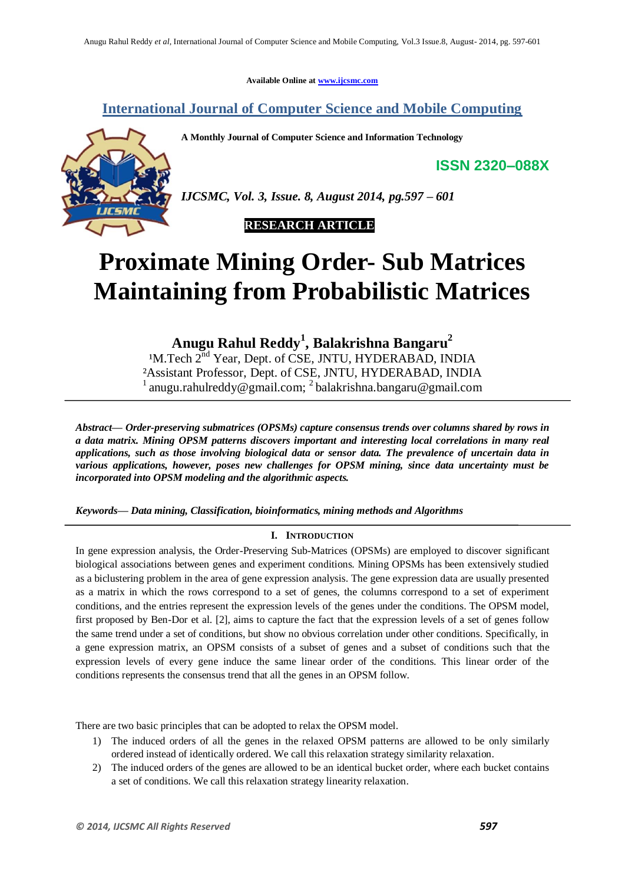Available Online at www.ijcsmc.com

**International Journal of Computer Science and Mobile Computing**

**A Monthly Journal of Computer Science and Information Technology**

**ISSN 2320–088X**

***IJCSMC, Vol. 3, Issue. 8, August 2014, pg.597 – 601***

**RESEARCH ARTICLE**

# Proximate Mining Order- Sub Matrices Maintaining from Probabilistic Matrices

**Anugu Rahul Reddy[1], Balakrishna Bangaru[2]**

[1]M.Tech 2nd Year, Dept. of CSE, JNTU, HYDERABAD, INDIA
[2]Assistant Professor, Dept. of CSE, JNTU, HYDERABAD, INDIA
[1] anugu.rahulreddy@gmail.com; [2] balakrishna.bangaru@gmail.com

***Abstract— Order-preserving submatrices (OPSMs) capture consensus trends over columns shared by rows in a data matrix. Mining OPSM patterns discovers important and interesting local correlations in many real applications, such as those involving biological data or sensor data. The prevalence of uncertain data in various applications, however, poses new challenges for OPSM mining, since data uncertainty must be incorporated into OPSM modeling and the algorithmic aspects.***

***Keywords— Data mining, Classification, bioinformatics, mining methods and Algorithms***

## I. Introduction

In gene expression analysis, the Order-Preserving Sub-Matrices (OPSMs) are employed to discover significant biological associations between genes and experiment conditions. Mining OPSMs has been extensively studied as a biclustering problem in the area of gene expression analysis. The gene expression data are usually presented as a matrix in which the rows correspond to a set of genes, the columns correspond to a set of experiment conditions, and the entries represent the expression levels of the genes under the conditions. The OPSM model, first proposed by Ben-Dor et al. [2], aims to capture the fact that the expression levels of a set of genes follow the same trend under a set of conditions, but show no obvious correlation under other conditions. Specifically, in a gene expression matrix, an OPSM consists of a subset of genes and a subset of conditions such that the expression levels of every gene induce the same linear order of the conditions. This linear order of the conditions represents the consensus trend that all the genes in an OPSM follow.

There are two basic principles that can be adopted to relax the OPSM model.

1) The induced orders of all the genes in the relaxed OPSM patterns are allowed to be only similarly ordered instead of identically ordered. We call this relaxation strategy similarity relaxation.
2) The induced orders of the genes are allowed to be an identical bucket order, where each bucket contains a set of conditions. We call this relaxation strategy linearity relaxation.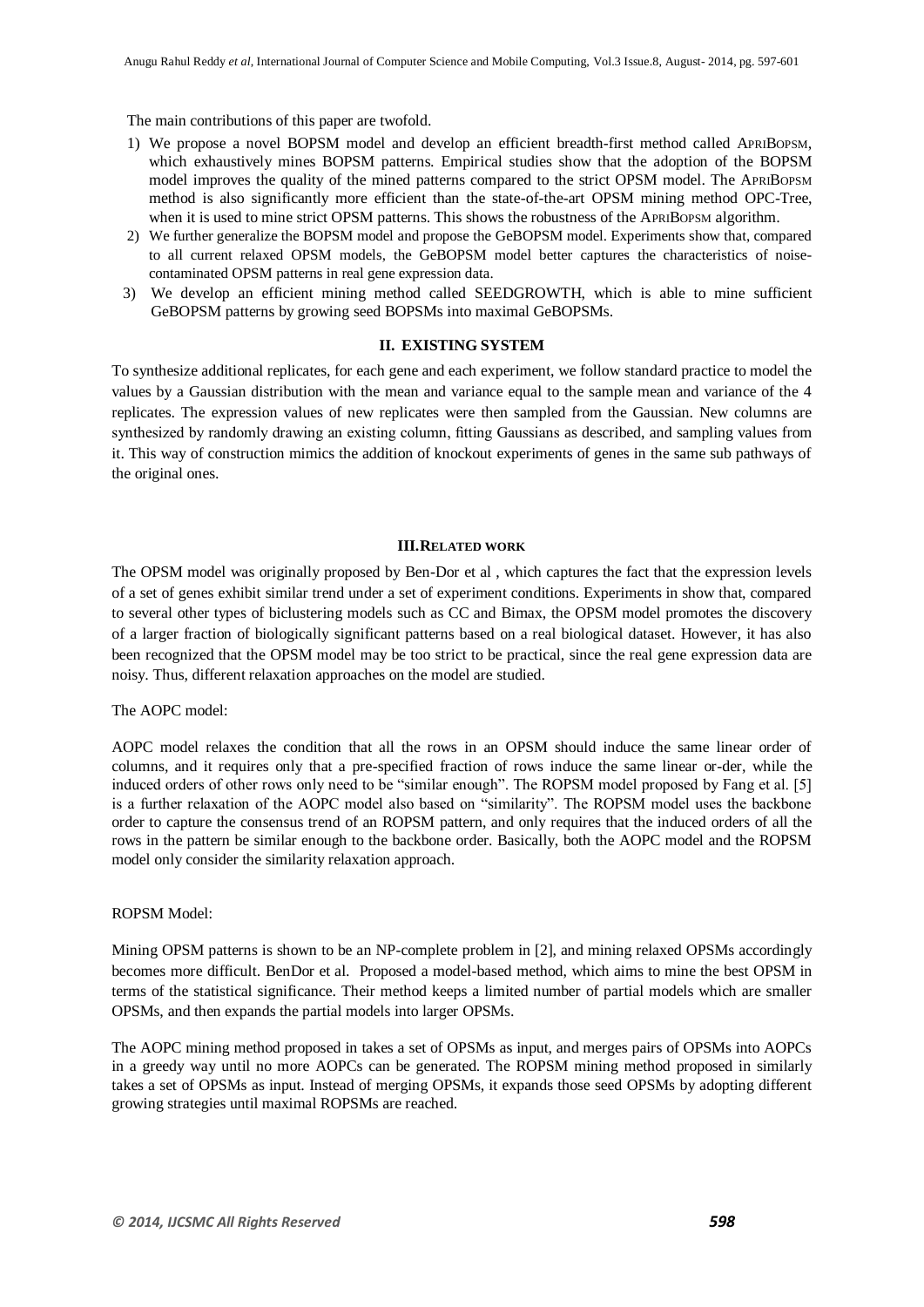The main contributions of this paper are twofold.

1) We propose a novel BOPSM model and develop an efficient breadth-first method called APRIBOPSM, which exhaustively mines BOPSM patterns. Empirical studies show that the adoption of the BOPSM model improves the quality of the mined patterns compared to the strict OPSM model. The APRIBOPSM method is also significantly more efficient than the state-of-the-art OPSM mining method OPC-Tree, when it is used to mine strict OPSM patterns. This shows the robustness of the APRIBOPSM algorithm.
2) We further generalize the BOPSM model and propose the GeBOPSM model. Experiments show that, compared to all current relaxed OPSM models, the GeBOPSM model better captures the characteristics of noise-contaminated OPSM patterns in real gene expression data.
3) We develop an efficient mining method called SEEDGROWTH, which is able to mine sufficient GeBOPSM patterns by growing seed BOPSMs into maximal GeBOPSMs.

## II. EXISTING SYSTEM

To synthesize additional replicates, for each gene and each experiment, we follow standard practice to model the values by a Gaussian distribution with the mean and variance equal to the sample mean and variance of the 4 replicates. The expression values of new replicates were then sampled from the Gaussian. New columns are synthesized by randomly drawing an existing column, fitting Gaussians as described, and sampling values from it. This way of construction mimics the addition of knockout experiments of genes in the same sub pathways of the original ones.

## III. RELATED WORK

The OPSM model was originally proposed by Ben-Dor et al , which captures the fact that the expression levels of a set of genes exhibit similar trend under a set of experiment conditions. Experiments in show that, compared to several other types of biclustering models such as CC and Bimax, the OPSM model promotes the discovery of a larger fraction of biologically significant patterns based on a real biological dataset. However, it has also been recognized that the OPSM model may be too strict to be practical, since the real gene expression data are noisy. Thus, different relaxation approaches on the model are studied.

The AOPC model:

AOPC model relaxes the condition that all the rows in an OPSM should induce the same linear order of columns, and it requires only that a pre-specified fraction of rows induce the same linear or-der, while the induced orders of other rows only need to be "similar enough". The ROPSM model proposed by Fang et al. [5] is a further relaxation of the AOPC model also based on "similarity". The ROPSM model uses the backbone order to capture the consensus trend of an ROPSM pattern, and only requires that the induced orders of all the rows in the pattern be similar enough to the backbone order. Basically, both the AOPC model and the ROPSM model only consider the similarity relaxation approach.

ROPSM Model:

Mining OPSM patterns is shown to be an NP-complete problem in [2], and mining relaxed OPSMs accordingly becomes more difficult. BenDor et al. Proposed a model-based method, which aims to mine the best OPSM in terms of the statistical significance. Their method keeps a limited number of partial models which are smaller OPSMs, and then expands the partial models into larger OPSMs.

The AOPC mining method proposed in takes a set of OPSMs as input, and merges pairs of OPSMs into AOPCs in a greedy way until no more AOPCs can be generated. The ROPSM mining method proposed in similarly takes a set of OPSMs as input. Instead of merging OPSMs, it expands those seed OPSMs by adopting different growing strategies until maximal ROPSMs are reached.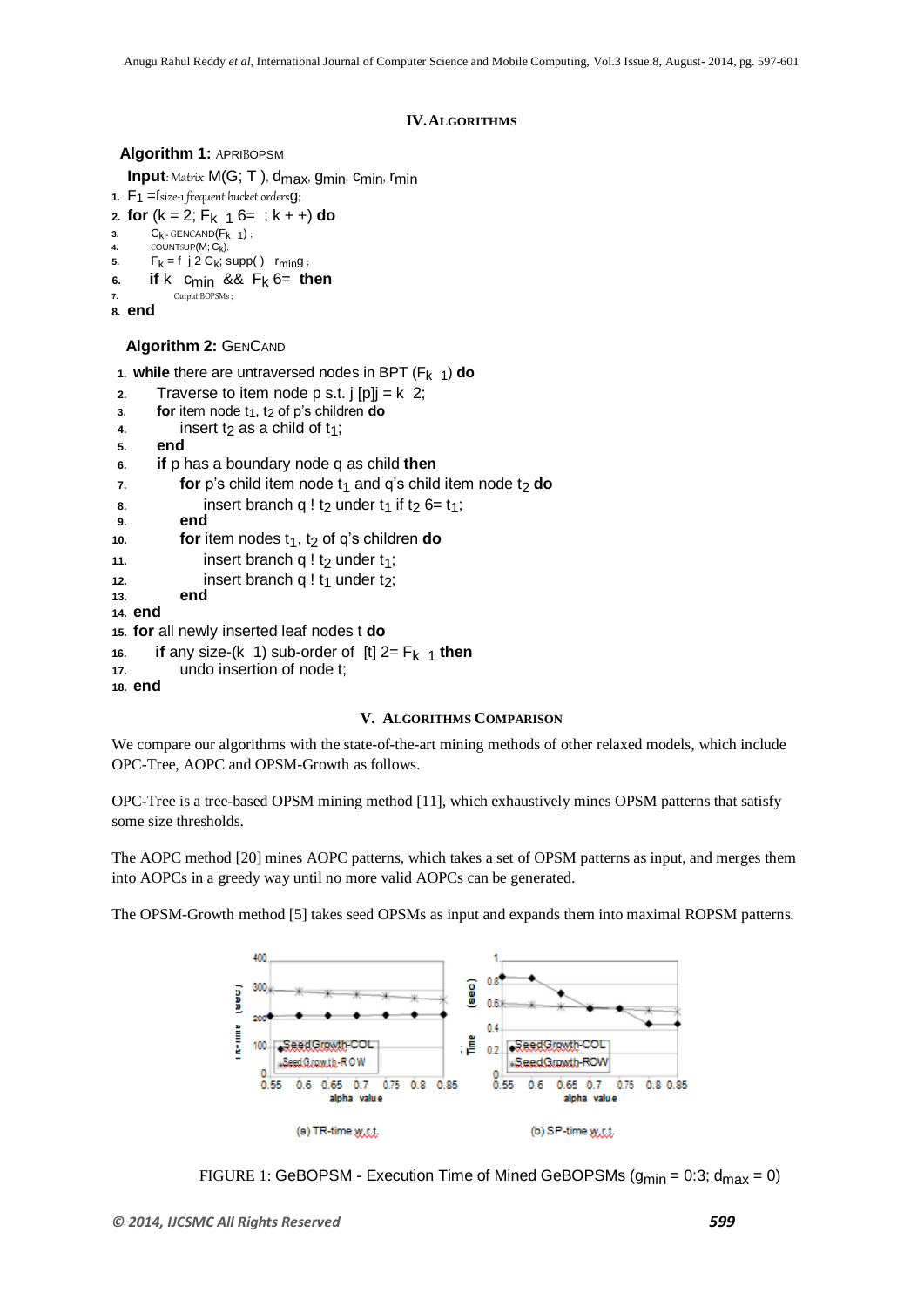## IV. ALGORITHMS

**Algorithm 1:** APRIBOPSM

**Input**: Matrix $M(G; T)$, $d_{max}$, $g_{min}$, $c_{min}$, $r_{min}$

1. $F_1$ =fsize-1 frequent bucket ordersg;
2. **for** ($k = 2$; $F_{k-1}$ 6= ; $k$ + +) **do**
3. $C_k$= GENCAND($F_{k-1}$) ;
4. COUNTSUP($M$; $C_k$);
5. $F_k$ = f j 2 $C_k$; supp( ) $r_{min}$g ;
6. **if** $k$ $c_{min}$ && $F_k$ 6= **then**
7. Output BOPSMs ;
8. **end**

**Algorithm 2:** GENCAND

1. **while** there are untraversed nodes in BPT ($F_{k-1}$) **do**
2. Traverse to item node p s.t. j [p]j = k 2;
3. **for** item node $t_1$, $t_2$ of p's children **do**
4. insert $t_2$ as a child of $t_1$;
5. **end**
6. **if** p has a boundary node q as child **then**
7. **for** p's child item node $t_1$ and q's child item node $t_2$ **do**
8. insert branch q ! $t_2$ under $t_1$ if $t_2$ 6= $t_1$;
9. **end**
10. **for** item nodes $t_1$, $t_2$ of q's children **do**
11. insert branch q ! $t_2$ under $t_1$;
12. insert branch q ! $t_1$ under $t_2$;
13. **end**
14. **end**
15. **for** all newly inserted leaf nodes t **do**
16. **if** any size-(k 1) sub-order of [t] 2= $F_{k-1}$ **then**
17. undo insertion of node t;
18. **end**

## V. ALGORITHMS COMPARISON

We compare our algorithms with the state-of-the-art mining methods of other relaxed models, which include OPC-Tree, AOPC and OPSM-Growth as follows.

OPC-Tree is a tree-based OPSM mining method [11], which exhaustively mines OPSM patterns that satisfy some size thresholds.

The AOPC method [20] mines AOPC patterns, which takes a set of OPSM patterns as input, and merges them into AOPCs in a greedy way until no more valid AOPCs can be generated.

The OPSM-Growth method [5] takes seed OPSMs as input and expands them into maximal ROPSM patterns.

(a) TR-time w.r.t. (b) SP-time w.r.t.

FIGURE 1: GeBOPSM - Execution Time of Mined GeBOPSMs ($g_{min}$ = 0:3; $d_{max}$ = 0)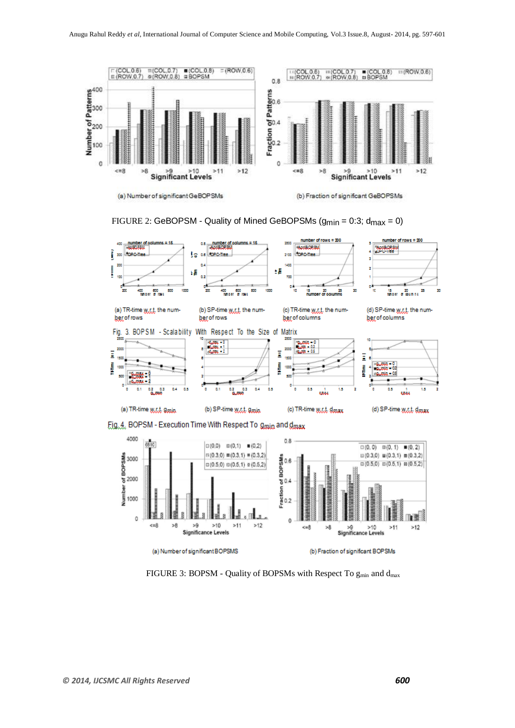(a) Number of significant GeBOPSMs

(b) Fraction of significant GeBOPSMs

FIGURE 2: GeBOPSM - Quality of Mined GeBOPSMs ($g_{min}$ = 0:3; $d_{max}$ = 0)

(a) TR-time w.r.t. the number of rows

(b) SP-time w.r.t. the number of rows

(c) TR-time w.r.t. the number of columns

(d) SP-time w.r.t. the number of columns

Fig. 3. BOPSM - Scalability With Respect To the Size of Matrix

(a) TR-time w.r.t. $g_{min}$

(b) SP-time w.r.t. $g_{min}$

(c) TR-time w.r.t. $d_{max}$

(d) SP-time w.r.t. $d_{max}$

Fig. 4. BOPSM - Execution Time With Respect To $g_{min}$ and $d_{max}$

(a) Number of significant BOPSMS

(b) Fraction of significant BOPSMs

FIGURE 3: BOPSM - Quality of BOPSMs with Respect To $g_{min}$ and $d_{max}$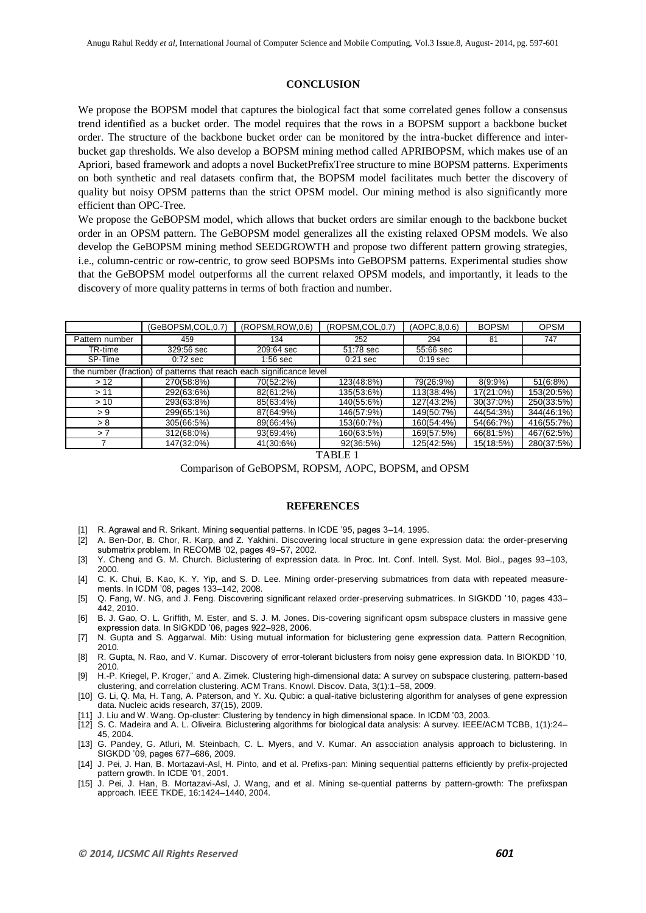## CONCLUSION

We propose the BOPSM model that captures the biological fact that some correlated genes follow a consensus trend identified as a bucket order. The model requires that the rows in a BOPSM support a backbone bucket order. The structure of the backbone bucket order can be monitored by the intra-bucket difference and inter-bucket gap thresholds. We also develop a BOPSM mining method called APRIBOPSM, which makes use of an Apriori, based framework and adopts a novel BucketPrefixTree structure to mine BOPSM patterns. Experiments on both synthetic and real datasets confirm that, the BOPSM model facilitates much better the discovery of quality but noisy OPSM patterns than the strict OPSM model. Our mining method is also significantly more efficient than OPC-Tree.

We propose the GeBOPSM model, which allows that bucket orders are similar enough to the backbone bucket order in an OPSM pattern. The GeBOPSM model generalizes all the existing relaxed OPSM models. We also develop the GeBOPSM mining method SEEDGROWTH and propose two different pattern growing strategies, i.e., column-centric or row-centric, to grow seed BOPSMs into GeBOPSM patterns. Experimental studies show that the GeBOPSM model outperforms all the current relaxed OPSM models, and importantly, it leads to the discovery of more quality patterns in terms of both fraction and number.

| | (GeBOPSM,COL,0.7) | (ROPSM,ROW,0.6) | (ROPSM,COL,0.7) | (AOPC,8,0.6) | BOPSM | OPSM |
|---|---|---|---|---|---|---|
| Pattern number | 459 | 134 | 252 | 294 | 81 | 747 |
| TR-time | 329:56 sec | 209:64 sec | 51:78 sec | 55:66 sec | | |
| SP-Time | 0:72 sec | 1:56 sec | 0:21 sec | 0:19 sec | | |
| the number (fraction) of patterns that reach each significance level | | | | | | |
| > 12 | 270(58:8%) | 70(52:2%) | 123(48:8%) | 79(26:9%) | 8(9:9%) | 51(6:8%) |
| > 11 | 292(63:6%) | 82(61:2%) | 135(53:6%) | 113(38:4%) | 17(21:0%) | 153(20:5%) |
| > 10 | 293(63:8%) | 85(63:4%) | 140(55:6%) | 127(43:2%) | 30(37:0%) | 250(33:5%) |
| > 9 | 299(65:1%) | 87(64:9%) | 146(57:9%) | 149(50:7%) | 44(54:3%) | 344(46:1%) |
| > 8 | 305(66:5%) | 89(66:4%) | 153(60:7%) | 160(54:4%) | 54(66:7%) | 416(55:7%) |
| > 7 | 312(68:0%) | 93(69:4%) | 160(63:5%) | 169(57:5%) | 66(81:5%) | 467(62:5%) |
| 7 | 147(32:0%) | 41(30:6%) | 92(36:5%) | 125(42:5%) | 15(18:5%) | 280(37:5%) |

TABLE 1

Comparison of GeBOPSM, ROPSM, AOPC, BOPSM, and OPSM

## REFERENCES

[1] R. Agrawal and R. Srikant. Mining sequential patterns. In ICDE '95, pages 3–14, 1995.

[2] A. Ben-Dor, B. Chor, R. Karp, and Z. Yakhini. Discovering local structure in gene expression data: the order-preserving submatrix problem. In RECOMB '02, pages 49–57, 2002.

[3] Y. Cheng and G. M. Church. Biclustering of expression data. In Proc. Int. Conf. Intell. Syst. Mol. Biol., pages 93–103, 2000.

[4] C. K. Chui, B. Kao, K. Y. Yip, and S. D. Lee. Mining order-preserving submatrices from data with repeated measurements. In ICDM '08, pages 133–142, 2008.

[5] Q. Fang, W. NG, and J. Feng. Discovering significant relaxed order-preserving submatrices. In SIGKDD '10, pages 433–442, 2010.

[6] B. J. Gao, O. L. Griffith, M. Ester, and S. J. M. Jones. Dis-covering significant opsm subspace clusters in massive gene expression data. In SIGKDD '06, pages 922–928, 2006.

[7] N. Gupta and S. Aggarwal. Mib: Using mutual information for biclustering gene expression data. Pattern Recognition, 2010.

[8] R. Gupta, N. Rao, and V. Kumar. Discovery of error-tolerant biclusters from noisy gene expression data. In BIOKDD '10, 2010.

[9] H.-P. Kriegel, P. Kroger,¨ and A. Zimek. Clustering high-dimensional data: A survey on subspace clustering, pattern-based clustering, and correlation clustering. ACM Trans. Knowl. Discov. Data, 3(1):1–58, 2009.

[10] G. Li, Q. Ma, H. Tang, A. Paterson, and Y. Xu. Qubic: a qual-itative biclustering algorithm for analyses of gene expression data. Nucleic acids research, 37(15), 2009.

[11] J. Liu and W. Wang. Op-cluster: Clustering by tendency in high dimensional space. In ICDM '03, 2003.

[12] S. C. Madeira and A. L. Oliveira. Biclustering algorithms for biological data analysis: A survey. IEEE/ACM TCBB, 1(1):24–45, 2004.

[13] G. Pandey, G. Atluri, M. Steinbach, C. L. Myers, and V. Kumar. An association analysis approach to biclustering. In SIGKDD '09, pages 677–686, 2009.

[14] J. Pei, J. Han, B. Mortazavi-Asl, H. Pinto, and et al. Prefixs-pan: Mining sequential patterns efficiently by prefix-projected pattern growth. In ICDE '01, 2001.

[15] J. Pei, J. Han, B. Mortazavi-Asl, J. Wang, and et al. Mining se-quential patterns by pattern-growth: The prefixspan approach. IEEE TKDE, 16:1424–1440, 2004.